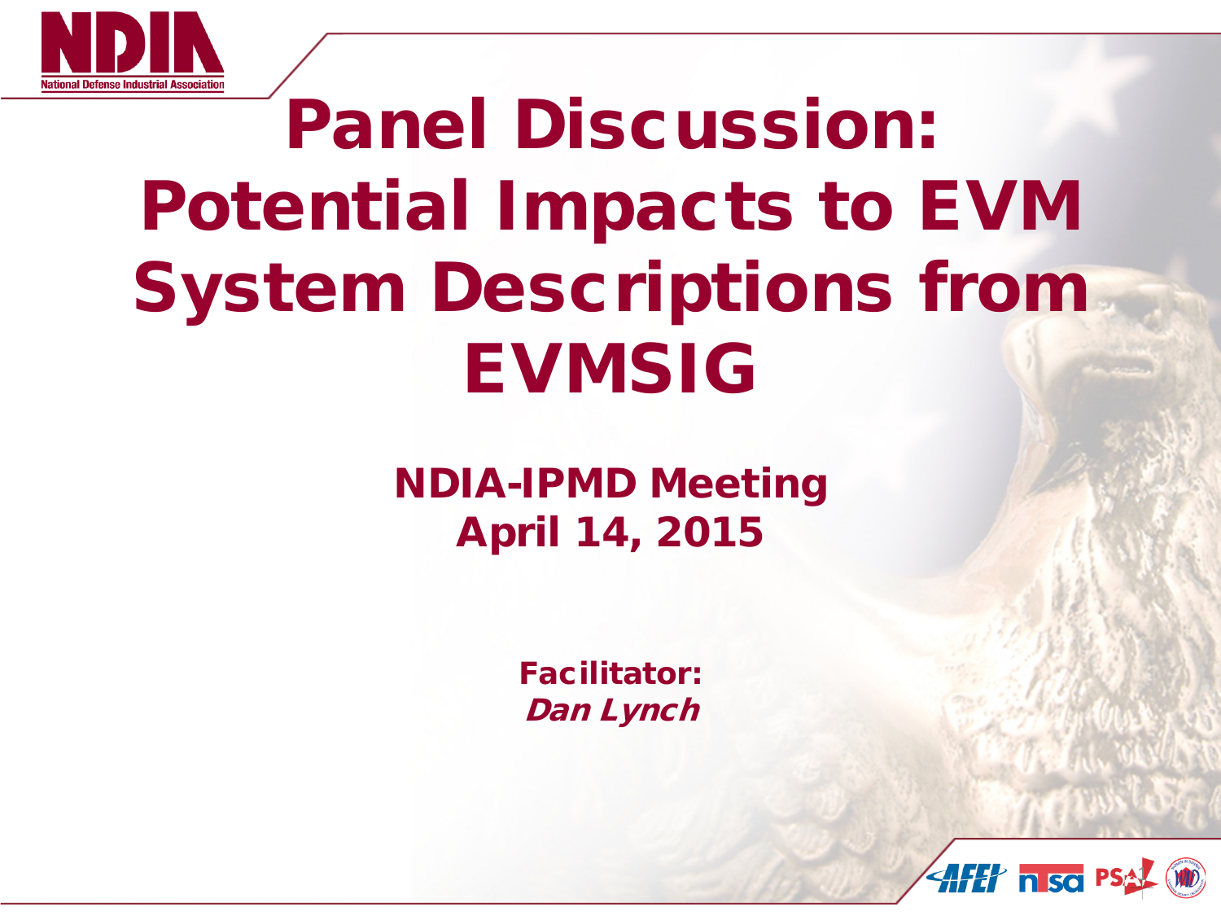# Panel Discussion: Potential Impacts to EVM System Descriptions from EVMSIG

## NDIA-IPMD Meeting
## April 14, 2015

**Facilitator:**
***Dan Lynch***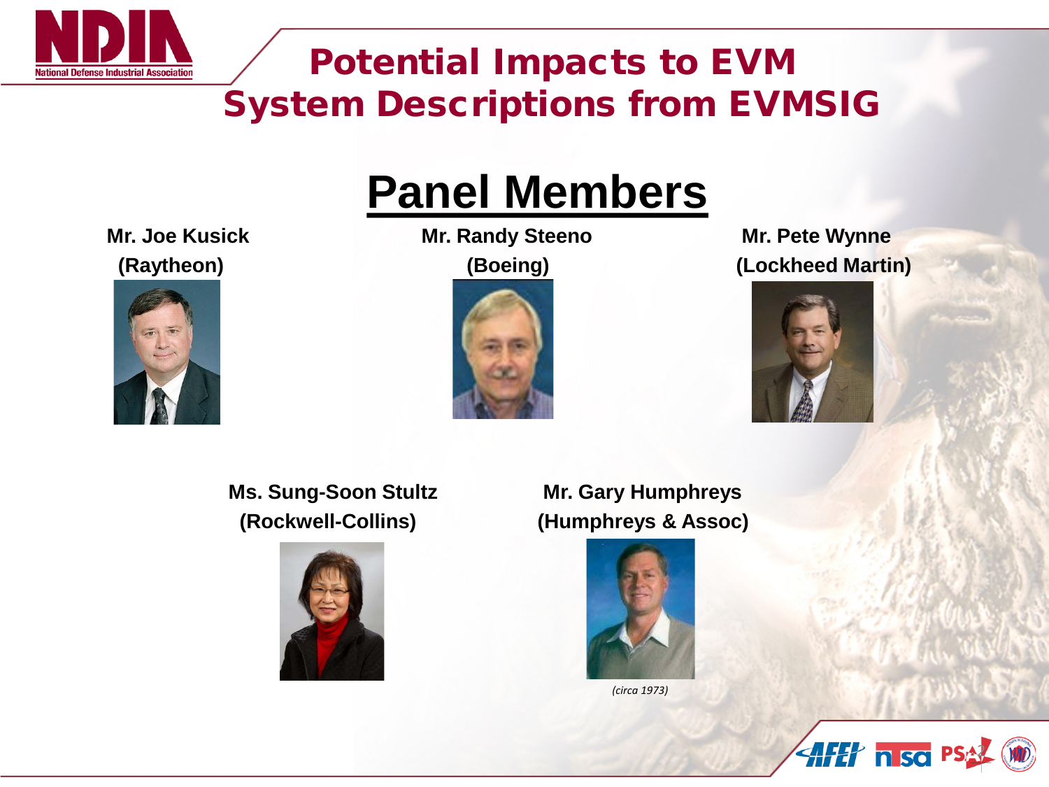# Potential Impacts to EVM System Descriptions from EVMSIG

## Panel Members

**Mr. Joe Kusick**
**(Raytheon)**

**Mr. Randy Steeno**
**(Boeing)**

**Mr. Pete Wynne**
**(Lockheed Martin)**

**Ms. Sung-Soon Stultz**
**(Rockwell-Collins)**

**Mr. Gary Humphreys**
**(Humphreys & Assoc)**

*(circa 1973)*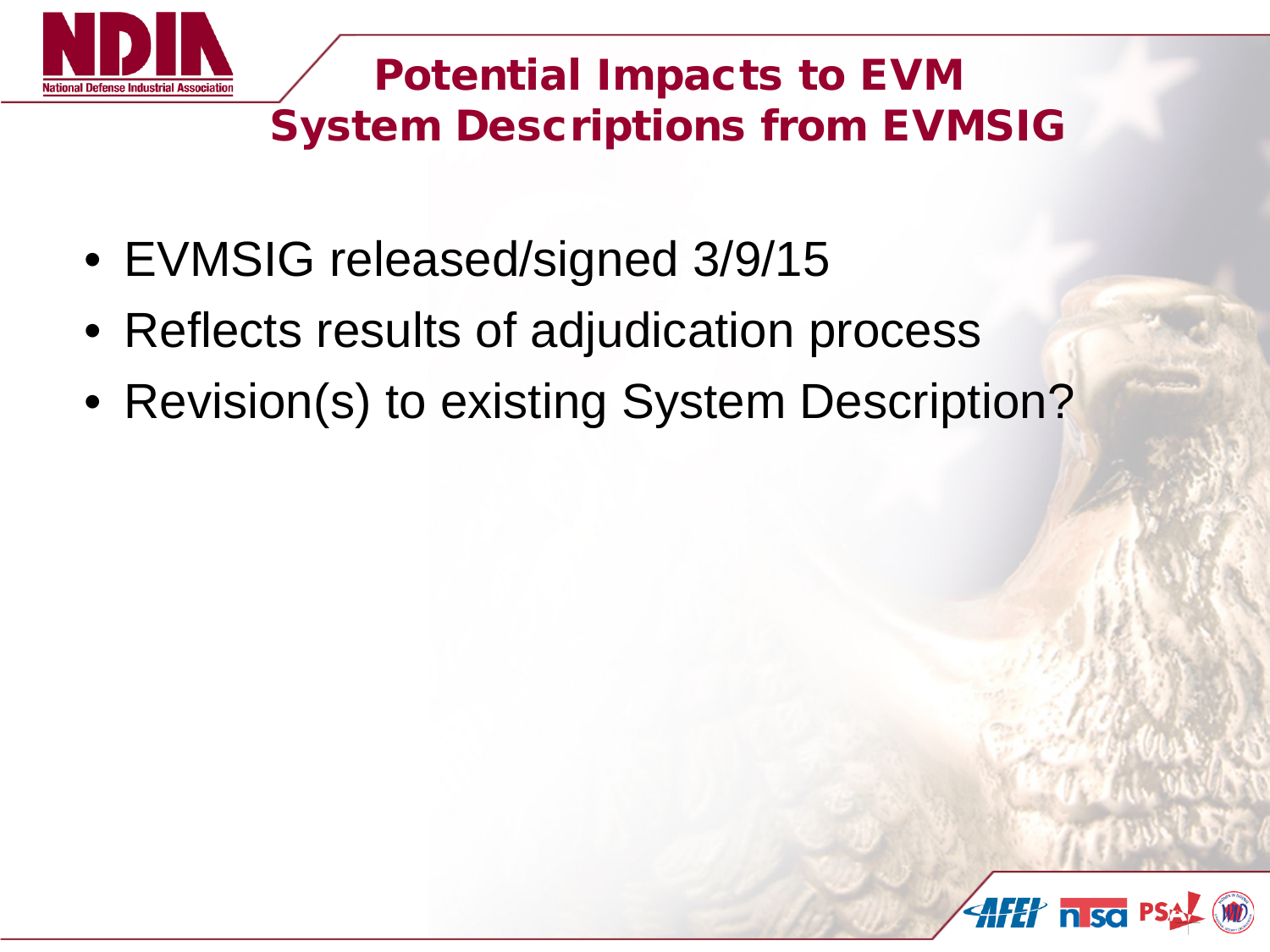# Potential Impacts to EVM System Descriptions from EVMSIG

- EVMSIG released/signed 3/9/15
- Reflects results of adjudication process
- Revision(s) to existing System Description?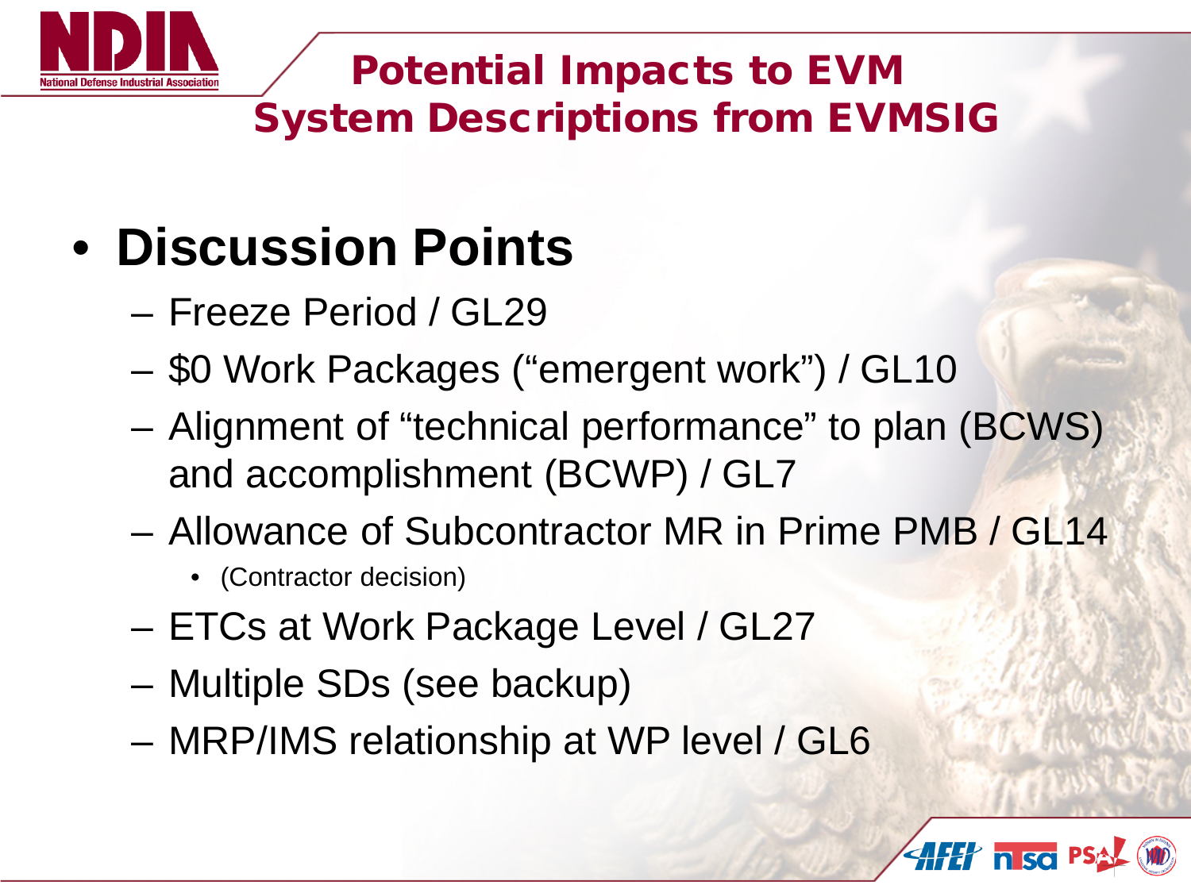# Potential Impacts to EVM System Descriptions from EVMSIG

- **Discussion Points**
  - Freeze Period / GL29
  - $0 Work Packages (“emergent work”) / GL10
  - Alignment of “technical performance” to plan (BCWS) and accomplishment (BCWP) / GL7
  - Allowance of Subcontractor MR in Prime PMB / GL14
    - (Contractor decision)
  - ETCs at Work Package Level / GL27
  - Multiple SDs (see backup)
  - MRP/IMS relationship at WP level / GL6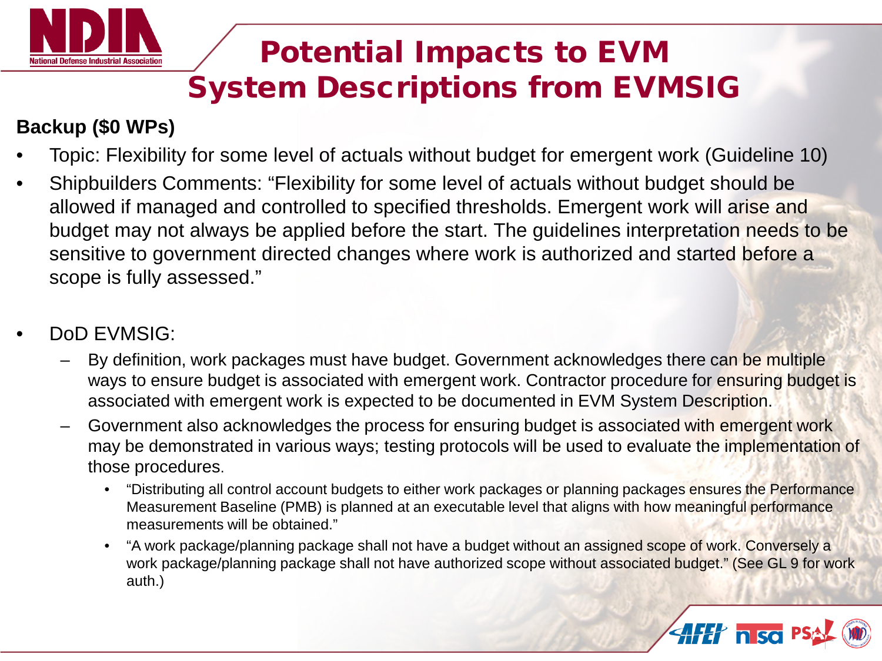# Potential Impacts to EVM System Descriptions from EVMSIG

**Backup ($0 WPs)**

- Topic: Flexibility for some level of actuals without budget for emergent work (Guideline 10)
- Shipbuilders Comments: “Flexibility for some level of actuals without budget should be allowed if managed and controlled to specified thresholds. Emergent work will arise and budget may not always be applied before the start. The guidelines interpretation needs to be sensitive to government directed changes where work is authorized and started before a scope is fully assessed.”

- DoD EVMSIG:
  - By definition, work packages must have budget. Government acknowledges there can be multiple ways to ensure budget is associated with emergent work. Contractor procedure for ensuring budget is associated with emergent work is expected to be documented in EVM System Description.
  - Government also acknowledges the process for ensuring budget is associated with emergent work may be demonstrated in various ways; testing protocols will be used to evaluate the implementation of those procedures.
    - “Distributing all control account budgets to either work packages or planning packages ensures the Performance Measurement Baseline (PMB) is planned at an executable level that aligns with how meaningful performance measurements will be obtained.”
    - “A work package/planning package shall not have a budget without an assigned scope of work. Conversely a work package/planning package shall not have authorized scope without associated budget.” (See GL 9 for work auth.)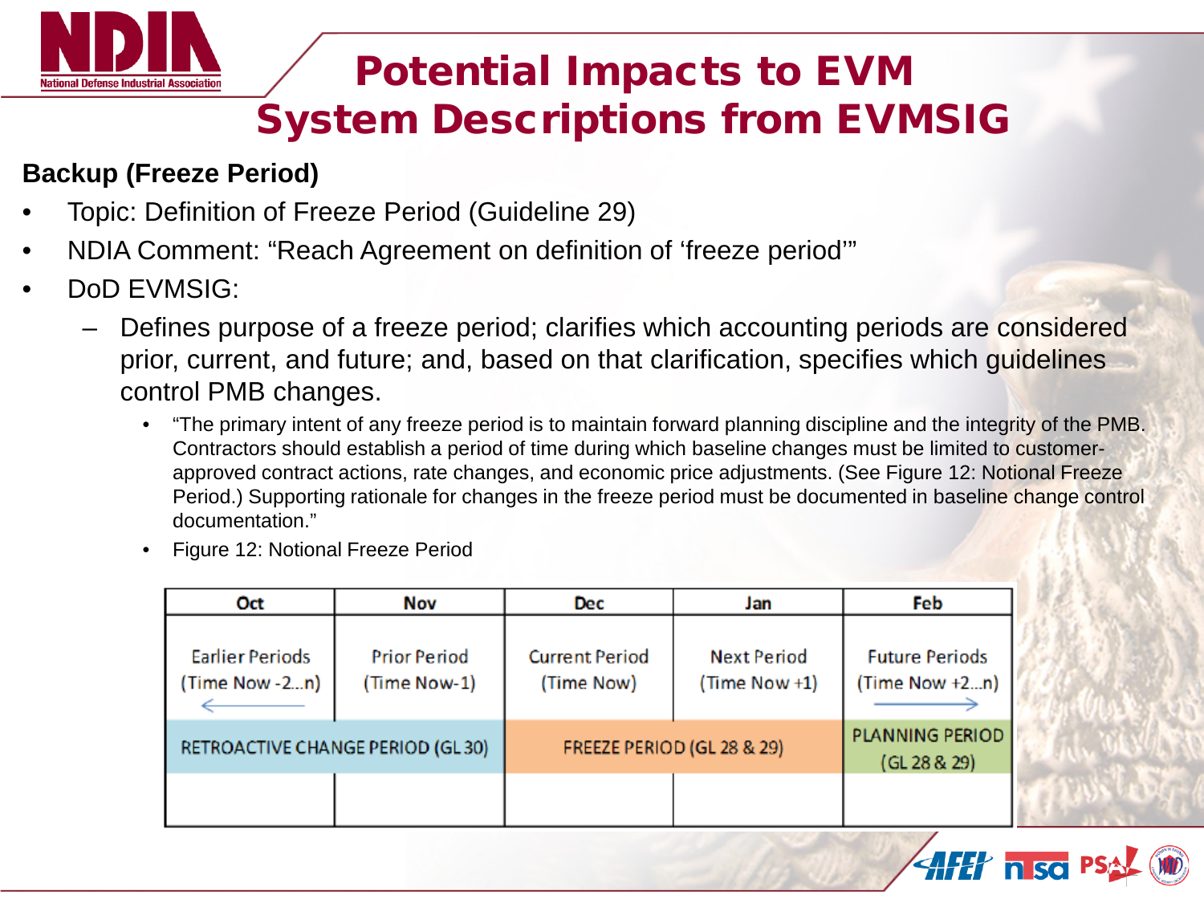# Potential Impacts to EVM System Descriptions from EVMSIG

**Backup (Freeze Period)**

- Topic: Definition of Freeze Period (Guideline 29)
- NDIA Comment: “Reach Agreement on definition of ‘freeze period’”
- DoD EVMSIG:
  - Defines purpose of a freeze period; clarifies which accounting periods are considered prior, current, and future; and, based on that clarification, specifies which guidelines control PMB changes.
    - “The primary intent of any freeze period is to maintain forward planning discipline and the integrity of the PMB. Contractors should establish a period of time during which baseline changes must be limited to customer-approved contract actions, rate changes, and economic price adjustments. (See Figure 12: Notional Freeze Period.) Supporting rationale for changes in the freeze period must be documented in baseline change control documentation.”
    - Figure 12: Notional Freeze Period

| Oct | Nov | Dec | Jan | Feb |
|---|---|---|---|---|
| Earlier Periods (Time Now -2…n) ← | Prior Period (Time Now-1) | Current Period (Time Now) | Next Period (Time Now +1) | Future Periods (Time Now +2…n) → |
| RETROACTIVE CHANGE PERIOD (GL 30) | | FREEZE PERIOD (GL 28 & 29) | | PLANNING PERIOD (GL 28 & 29) |
| | | | | |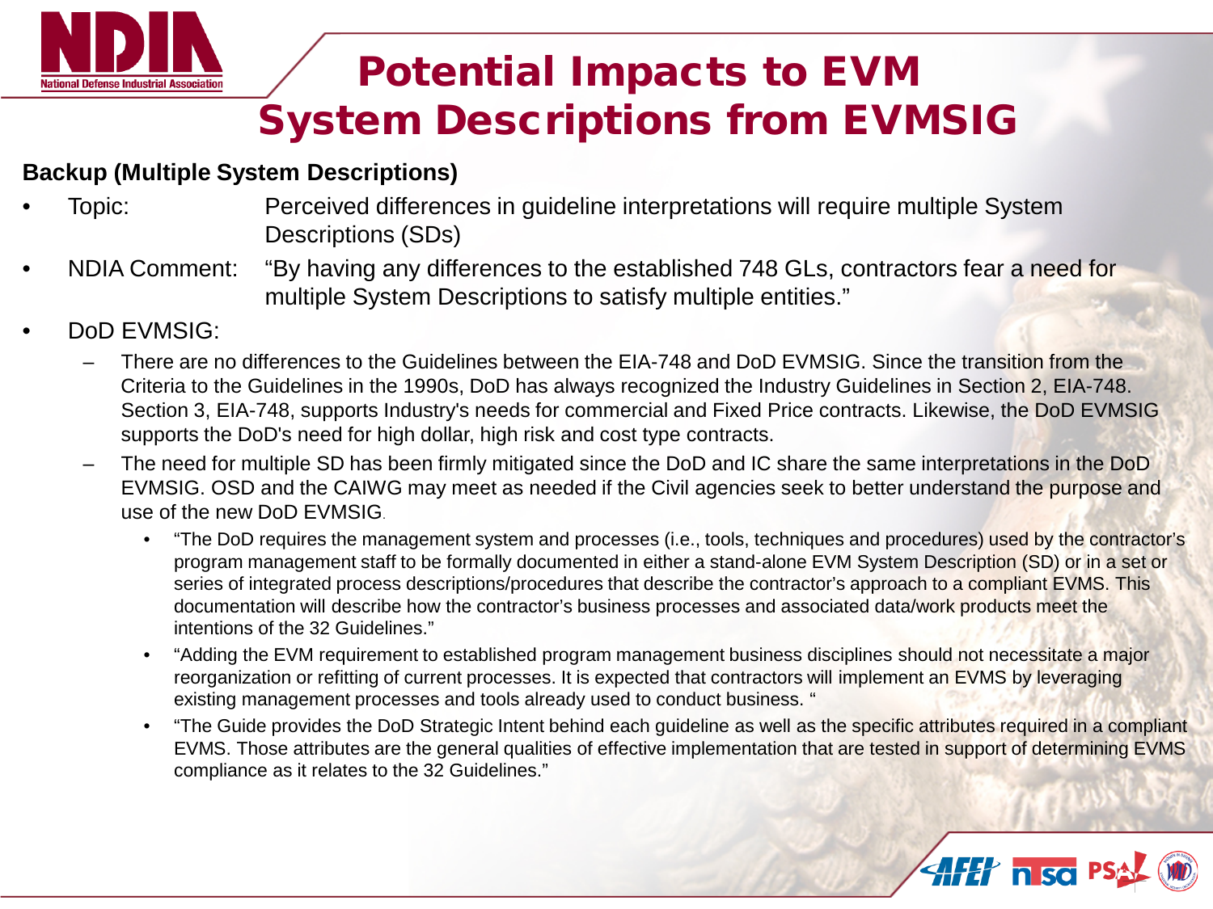# Potential Impacts to EVM System Descriptions from EVMSIG

**Backup (Multiple System Descriptions)**

- Topic: Perceived differences in guideline interpretations will require multiple System Descriptions (SDs)
- NDIA Comment: "By having any differences to the established 748 GLs, contractors fear a need for multiple System Descriptions to satisfy multiple entities."
- DoD EVMSIG:
  - There are no differences to the Guidelines between the EIA-748 and DoD EVMSIG. Since the transition from the Criteria to the Guidelines in the 1990s, DoD has always recognized the Industry Guidelines in Section 2, EIA-748. Section 3, EIA-748, supports Industry's needs for commercial and Fixed Price contracts. Likewise, the DoD EVMSIG supports the DoD's need for high dollar, high risk and cost type contracts.
  - The need for multiple SD has been firmly mitigated since the DoD and IC share the same interpretations in the DoD EVMSIG. OSD and the CAIWG may meet as needed if the Civil agencies seek to better understand the purpose and use of the new DoD EVMSIG.
    - "The DoD requires the management system and processes (i.e., tools, techniques and procedures) used by the contractor's program management staff to be formally documented in either a stand-alone EVM System Description (SD) or in a set or series of integrated process descriptions/procedures that describe the contractor's approach to a compliant EVMS. This documentation will describe how the contractor's business processes and associated data/work products meet the intentions of the 32 Guidelines."
    - "Adding the EVM requirement to established program management business disciplines should not necessitate a major reorganization or refitting of current processes. It is expected that contractors will implement an EVMS by leveraging existing management processes and tools already used to conduct business. "
    - "The Guide provides the DoD Strategic Intent behind each guideline as well as the specific attributes required in a compliant EVMS. Those attributes are the general qualities of effective implementation that are tested in support of determining EVMS compliance as it relates to the 32 Guidelines."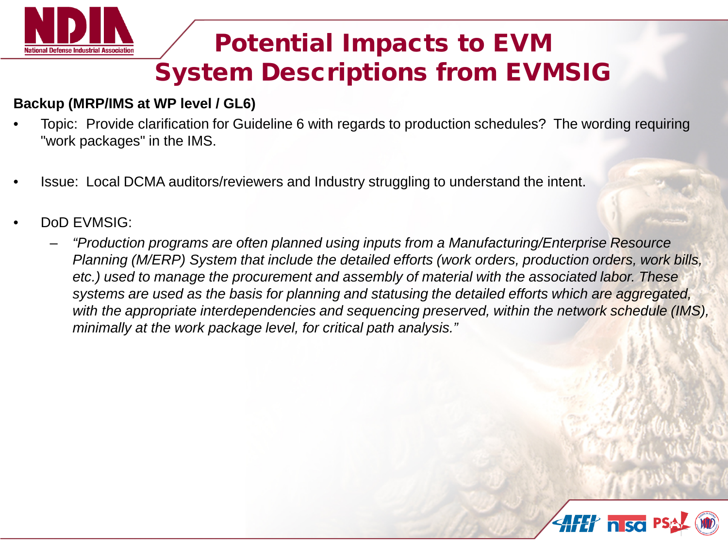# Potential Impacts to EVM System Descriptions from EVMSIG

**Backup (MRP/IMS at WP level / GL6)**

- Topic: Provide clarification for Guideline 6 with regards to production schedules? The wording requiring "work packages" in the IMS.
- Issue: Local DCMA auditors/reviewers and Industry struggling to understand the intent.
- DoD EVMSIG:
  - *"Production programs are often planned using inputs from a Manufacturing/Enterprise Resource Planning (M/ERP) System that include the detailed efforts (work orders, production orders, work bills, etc.) used to manage the procurement and assembly of material with the associated labor. These systems are used as the basis for planning and statusing the detailed efforts which are aggregated, with the appropriate interdependencies and sequencing preserved, within the network schedule (IMS), minimally at the work package level, for critical path analysis."*